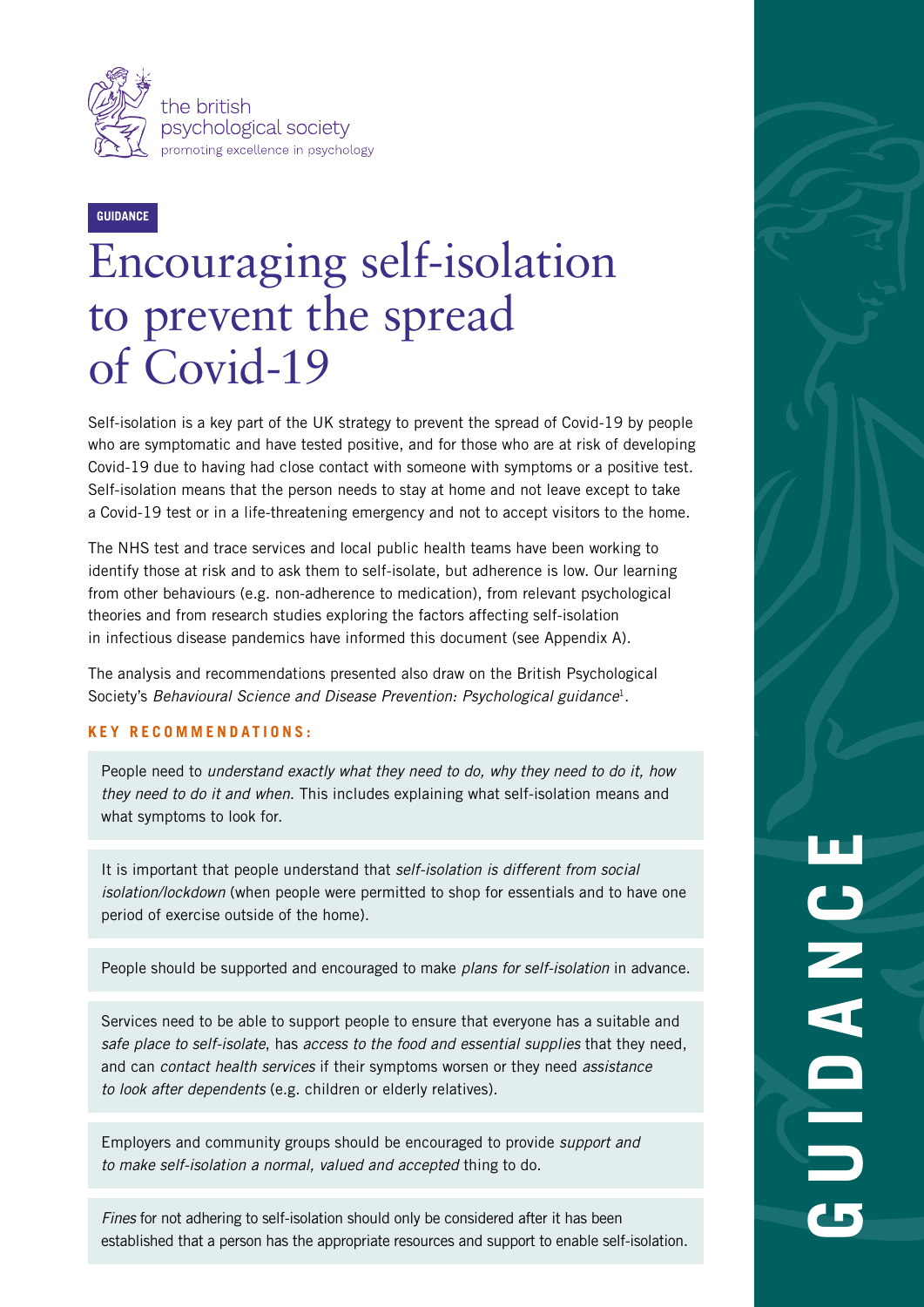the british psychological society
promoting excellence in psychology

GUIDANCE

# Encouraging self-isolation to prevent the spread of Covid-19

Self-isolation is a key part of the UK strategy to prevent the spread of Covid-19 by people who are symptomatic and have tested positive, and for those who are at risk of developing Covid-19 due to having had close contact with someone with symptoms or a positive test. Self-isolation means that the person needs to stay at home and not leave except to take a Covid-19 test or in a life-threatening emergency and not to accept visitors to the home.

The NHS test and trace services and local public health teams have been working to identify those at risk and to ask them to self-isolate, but adherence is low. Our learning from other behaviours (e.g. non-adherence to medication), from relevant psychological theories and from research studies exploring the factors affecting self-isolation in infectious disease pandemics have informed this document (see Appendix A).

The analysis and recommendations presented also draw on the British Psychological Society's *Behavioural Science and Disease Prevention: Psychological guidance*[1].

**KEY RECOMMENDATIONS:**

People need to *understand exactly what they need to do, why they need to do it, how they need to do it and when*. This includes explaining what self-isolation means and what symptoms to look for.

It is important that people understand that *self-isolation is different from social isolation/lockdown* (when people were permitted to shop for essentials and to have one period of exercise outside of the home).

People should be supported and encouraged to make *plans for self-isolation* in advance.

Services need to be able to support people to ensure that everyone has a suitable and *safe place to self-isolate*, has *access to the food and essential supplies* that they need, and can *contact health services* if their symptoms worsen or they need *assistance to look after dependents* (e.g. children or elderly relatives).

Employers and community groups should be encouraged to provide *support and to make self-isolation a normal, valued and accepted* thing to do.

*Fines* for not adhering to self-isolation should only be considered after it has been established that a person has the appropriate resources and support to enable self-isolation.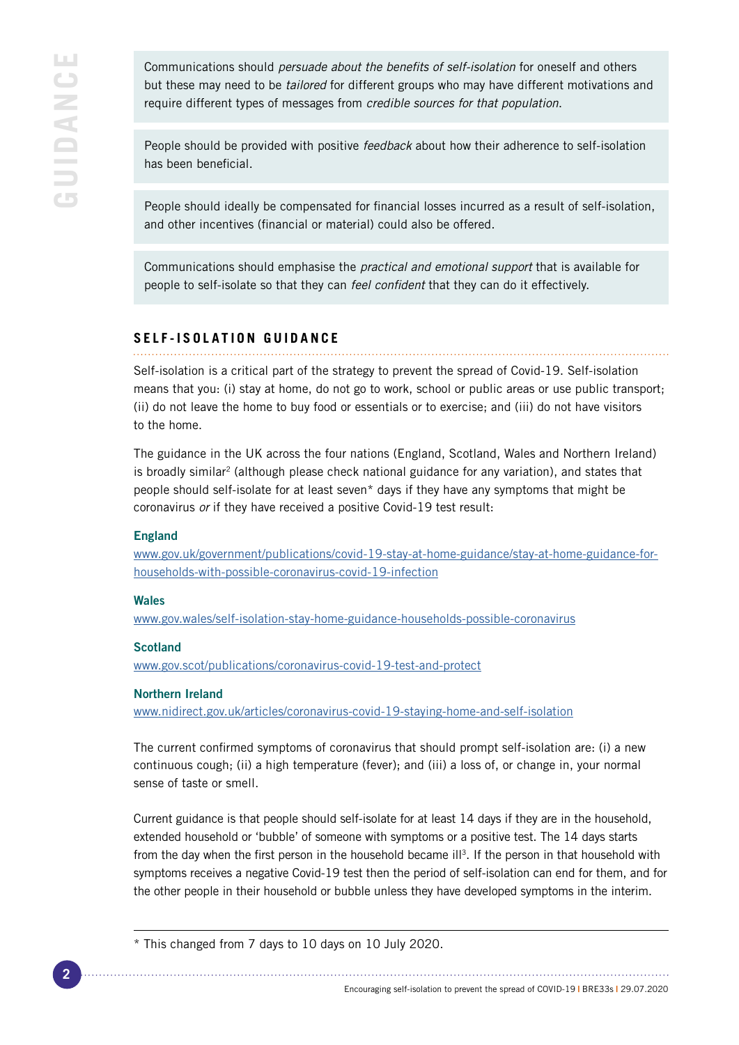Communications should *persuade about the benefits of self-isolation* for oneself and others but these may need to be *tailored* for different groups who may have different motivations and require different types of messages from *credible sources for that population*.

People should be provided with positive *feedback* about how their adherence to self-isolation has been beneficial.

People should ideally be compensated for financial losses incurred as a result of self-isolation, and other incentives (financial or material) could also be offered.

Communications should emphasise the *practical and emotional support* that is available for people to self-isolate so that they can *feel confident* that they can do it effectively.

## SELF-ISOLATION GUIDANCE

Self-isolation is a critical part of the strategy to prevent the spread of Covid-19. Self-isolation means that you: (i) stay at home, do not go to work, school or public areas or use public transport; (ii) do not leave the home to buy food or essentials or to exercise; and (iii) do not have visitors to the home.

The guidance in the UK across the four nations (England, Scotland, Wales and Northern Ireland) is broadly similar[2] (although please check national guidance for any variation), and states that people should self-isolate for at least seven* days if they have any symptoms that might be coronavirus *or* if they have received a positive Covid-19 test result:

**England**
www.gov.uk/government/publications/covid-19-stay-at-home-guidance/stay-at-home-guidance-for-households-with-possible-coronavirus-covid-19-infection

**Wales**
www.gov.wales/self-isolation-stay-home-guidance-households-possible-coronavirus

**Scotland**
www.gov.scot/publications/coronavirus-covid-19-test-and-protect

**Northern Ireland**
www.nidirect.gov.uk/articles/coronavirus-covid-19-staying-home-and-self-isolation

The current confirmed symptoms of coronavirus that should prompt self-isolation are: (i) a new continuous cough; (ii) a high temperature (fever); and (iii) a loss of, or change in, your normal sense of taste or smell.

Current guidance is that people should self-isolate for at least 14 days if they are in the household, extended household or 'bubble' of someone with symptoms or a positive test. The 14 days starts from the day when the first person in the household became ill[3]. If the person in that household with symptoms receives a negative Covid-19 test then the period of self-isolation can end for them, and for the other people in their household or bubble unless they have developed symptoms in the interim.

* This changed from 7 days to 10 days on 10 July 2020.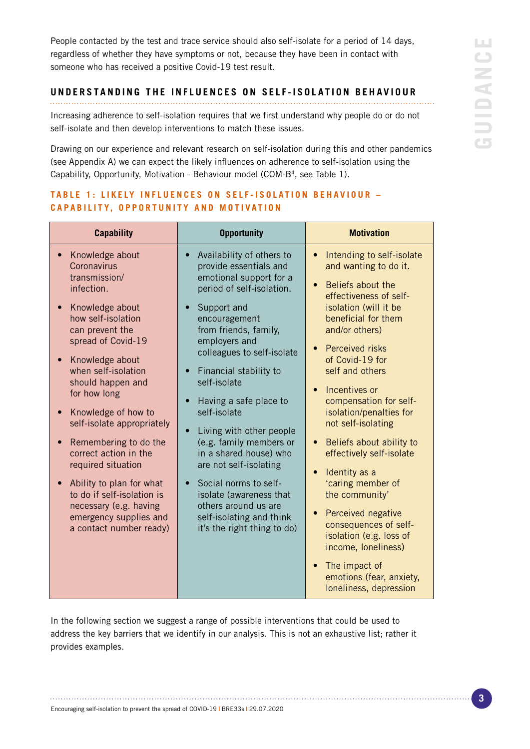People contacted by the test and trace service should also self-isolate for a period of 14 days, regardless of whether they have symptoms or not, because they have been in contact with someone who has received a positive Covid-19 test result.

## UNDERSTANDING THE INFLUENCES ON SELF-ISOLATION BEHAVIOUR

Increasing adherence to self-isolation requires that we first understand why people do or do not self-isolate and then develop interventions to match these issues.

Drawing on our experience and relevant research on self-isolation during this and other pandemics (see Appendix A) we can expect the likely influences on adherence to self-isolation using the Capability, Opportunity, Motivation - Behaviour model (COM-B[4], see Table 1).

### TABLE 1: LIKELY INFLUENCES ON SELF-ISOLATION BEHAVIOUR – CAPABILITY, OPPORTUNITY AND MOTIVATION

| Capability | Opportunity | Motivation |
|---|---|---|
| • Knowledge about Coronavirus transmission/infection.<br>• Knowledge about how self-isolation can prevent the spread of Covid-19<br>• Knowledge about when self-isolation should happen and for how long<br>• Knowledge of how to self-isolate appropriately<br>• Remembering to do the correct action in the required situation<br>• Ability to plan for what to do if self-isolation is necessary (e.g. having emergency supplies and a contact number ready) | • Availability of others to provide essentials and emotional support for a period of self-isolation.<br>• Support and encouragement from friends, family, employers and colleagues to self-isolate<br>• Financial stability to self-isolate<br>• Having a safe place to self-isolate<br>• Living with other people (e.g. family members or in a shared house) who are not self-isolating<br>• Social norms to self-isolate (awareness that others around us are self-isolating and think it's the right thing to do) | • Intending to self-isolate and wanting to do it.<br>• Beliefs about the effectiveness of self-isolation (will it be beneficial for them and/or others)<br>• Perceived risks of Covid-19 for self and others<br>• Incentives or compensation for self-isolation/penalties for not self-isolating<br>• Beliefs about ability to effectively self-isolate<br>• Identity as a 'caring member of the community'<br>• Perceived negative consequences of self-isolation (e.g. loss of income, loneliness)<br>• The impact of emotions (fear, anxiety, loneliness, depression |

In the following section we suggest a range of possible interventions that could be used to address the key barriers that we identify in our analysis. This is not an exhaustive list; rather it provides examples.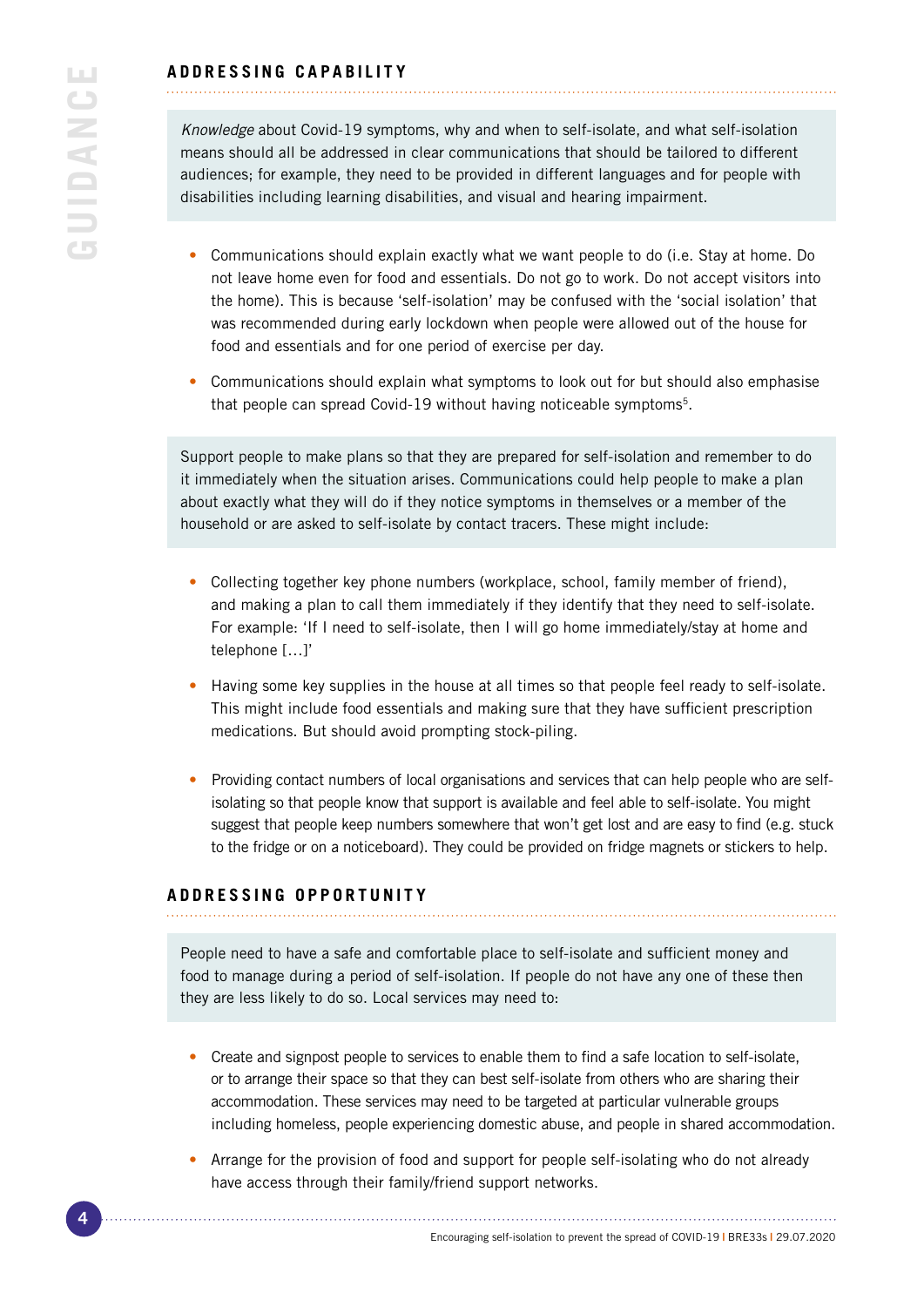## ADDRESSING CAPABILITY

*Knowledge* about Covid-19 symptoms, why and when to self-isolate, and what self-isolation means should all be addressed in clear communications that should be tailored to different audiences; for example, they need to be provided in different languages and for people with disabilities including learning disabilities, and visual and hearing impairment.

- Communications should explain exactly what we want people to do (i.e. Stay at home. Do not leave home even for food and essentials. Do not go to work. Do not accept visitors into the home). This is because 'self-isolation' may be confused with the 'social isolation' that was recommended during early lockdown when people were allowed out of the house for food and essentials and for one period of exercise per day.
- Communications should explain what symptoms to look out for but should also emphasise that people can spread Covid-19 without having noticeable symptoms[5].

Support people to make plans so that they are prepared for self-isolation and remember to do it immediately when the situation arises. Communications could help people to make a plan about exactly what they will do if they notice symptoms in themselves or a member of the household or are asked to self-isolate by contact tracers. These might include:

- Collecting together key phone numbers (workplace, school, family member of friend), and making a plan to call them immediately if they identify that they need to self-isolate. For example: 'If I need to self-isolate, then I will go home immediately/stay at home and telephone […]'
- Having some key supplies in the house at all times so that people feel ready to self-isolate. This might include food essentials and making sure that they have sufficient prescription medications. But should avoid prompting stock-piling.
- Providing contact numbers of local organisations and services that can help people who are self-isolating so that people know that support is available and feel able to self-isolate. You might suggest that people keep numbers somewhere that won't get lost and are easy to find (e.g. stuck to the fridge or on a noticeboard). They could be provided on fridge magnets or stickers to help.

## ADDRESSING OPPORTUNITY

People need to have a safe and comfortable place to self-isolate and sufficient money and food to manage during a period of self-isolation. If people do not have any one of these then they are less likely to do so. Local services may need to:

- Create and signpost people to services to enable them to find a safe location to self-isolate, or to arrange their space so that they can best self-isolate from others who are sharing their accommodation. These services may need to be targeted at particular vulnerable groups including homeless, people experiencing domestic abuse, and people in shared accommodation.
- Arrange for the provision of food and support for people self-isolating who do not already have access through their family/friend support networks.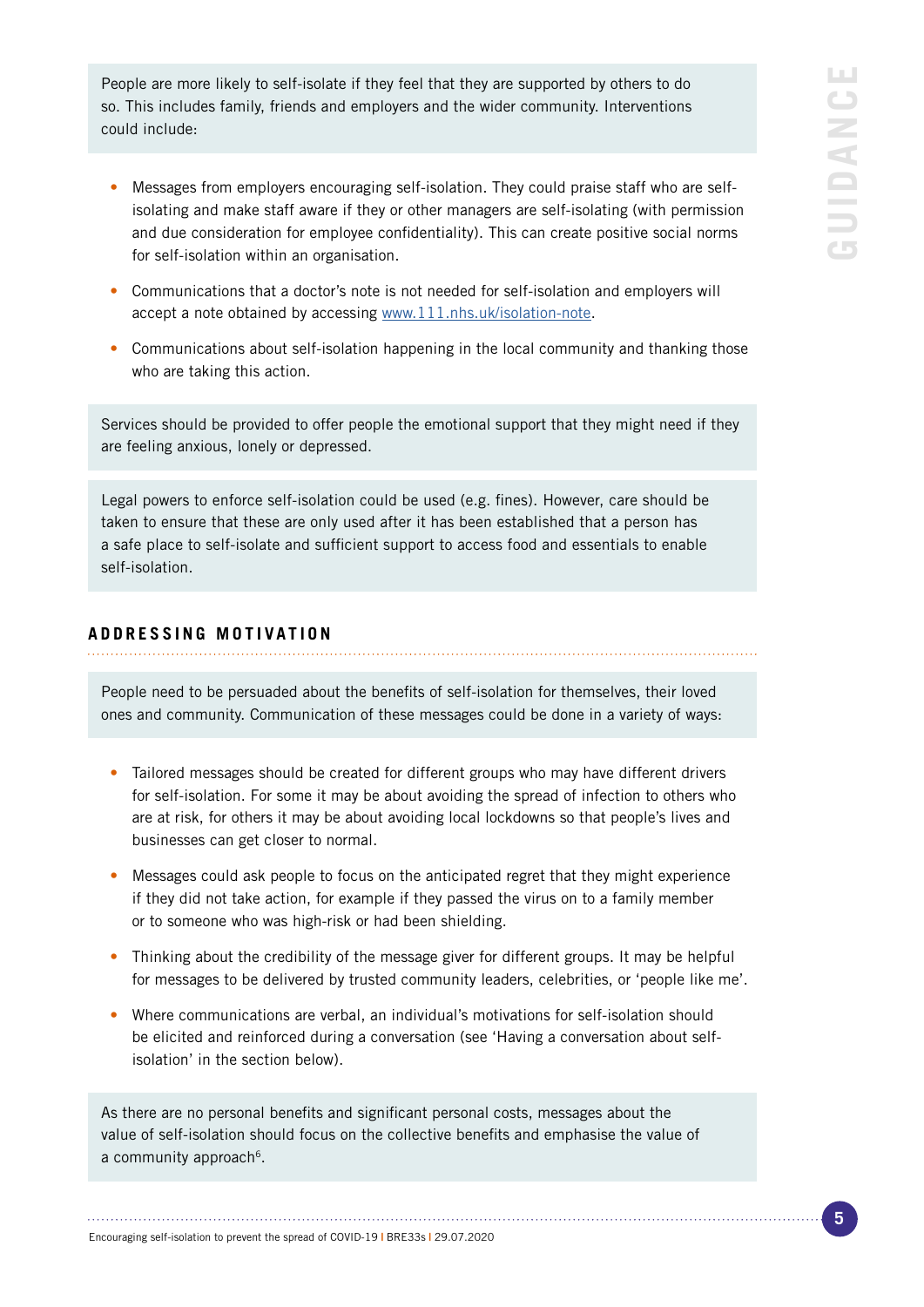People are more likely to self-isolate if they feel that they are supported by others to do so. This includes family, friends and employers and the wider community. Interventions could include:

- Messages from employers encouraging self-isolation. They could praise staff who are self-isolating and make staff aware if they or other managers are self-isolating (with permission and due consideration for employee confidentiality). This can create positive social norms for self-isolation within an organisation.
- Communications that a doctor's note is not needed for self-isolation and employers will accept a note obtained by accessing www.111.nhs.uk/isolation-note.
- Communications about self-isolation happening in the local community and thanking those who are taking this action.

Services should be provided to offer people the emotional support that they might need if they are feeling anxious, lonely or depressed.

Legal powers to enforce self-isolation could be used (e.g. fines). However, care should be taken to ensure that these are only used after it has been established that a person has a safe place to self-isolate and sufficient support to access food and essentials to enable self-isolation.

## ADDRESSING MOTIVATION

People need to be persuaded about the benefits of self-isolation for themselves, their loved ones and community. Communication of these messages could be done in a variety of ways:

- Tailored messages should be created for different groups who may have different drivers for self-isolation. For some it may be about avoiding the spread of infection to others who are at risk, for others it may be about avoiding local lockdowns so that people's lives and businesses can get closer to normal.
- Messages could ask people to focus on the anticipated regret that they might experience if they did not take action, for example if they passed the virus on to a family member or to someone who was high-risk or had been shielding.
- Thinking about the credibility of the message giver for different groups. It may be helpful for messages to be delivered by trusted community leaders, celebrities, or 'people like me'.
- Where communications are verbal, an individual's motivations for self-isolation should be elicited and reinforced during a conversation (see 'Having a conversation about self-isolation' in the section below).

As there are no personal benefits and significant personal costs, messages about the value of self-isolation should focus on the collective benefits and emphasise the value of a community approach[6].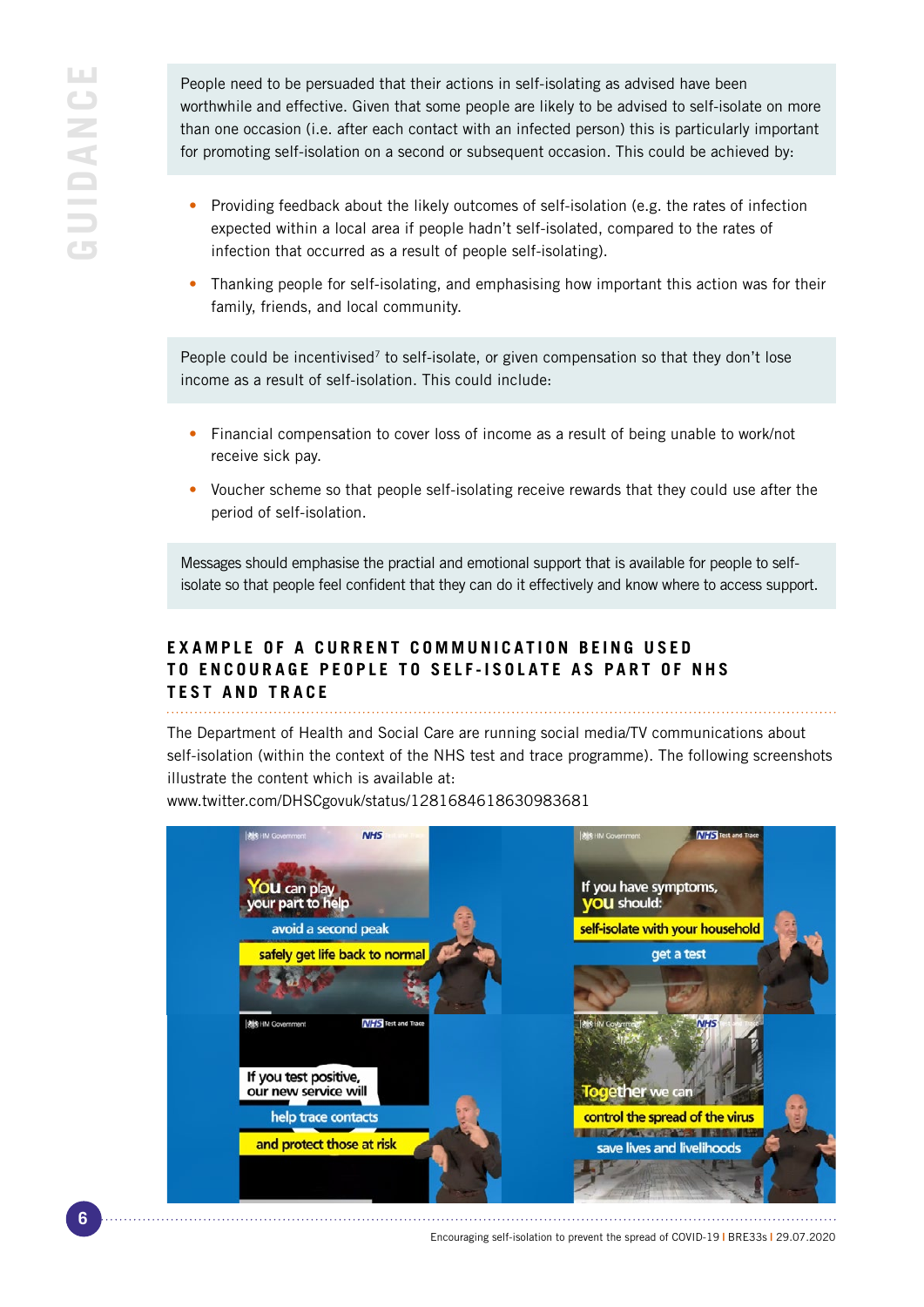People need to be persuaded that their actions in self-isolating as advised have been worthwhile and effective. Given that some people are likely to be advised to self-isolate on more than one occasion (i.e. after each contact with an infected person) this is particularly important for promoting self-isolation on a second or subsequent occasion. This could be achieved by:

- Providing feedback about the likely outcomes of self-isolation (e.g. the rates of infection expected within a local area if people hadn't self-isolated, compared to the rates of infection that occurred as a result of people self-isolating).
- Thanking people for self-isolating, and emphasising how important this action was for their family, friends, and local community.

People could be incentivised[7] to self-isolate, or given compensation so that they don't lose income as a result of self-isolation. This could include:

- Financial compensation to cover loss of income as a result of being unable to work/not receive sick pay.
- Voucher scheme so that people self-isolating receive rewards that they could use after the period of self-isolation.

Messages should emphasise the practial and emotional support that is available for people to self-isolate so that people feel confident that they can do it effectively and know where to access support.

## EXAMPLE OF A CURRENT COMMUNICATION BEING USED TO ENCOURAGE PEOPLE TO SELF-ISOLATE AS PART OF NHS TEST AND TRACE

The Department of Health and Social Care are running social media/TV communications about self-isolation (within the context of the NHS test and trace programme). The following screenshots illustrate the content which is available at:
www.twitter.com/DHSCgovuk/status/1281684618630983681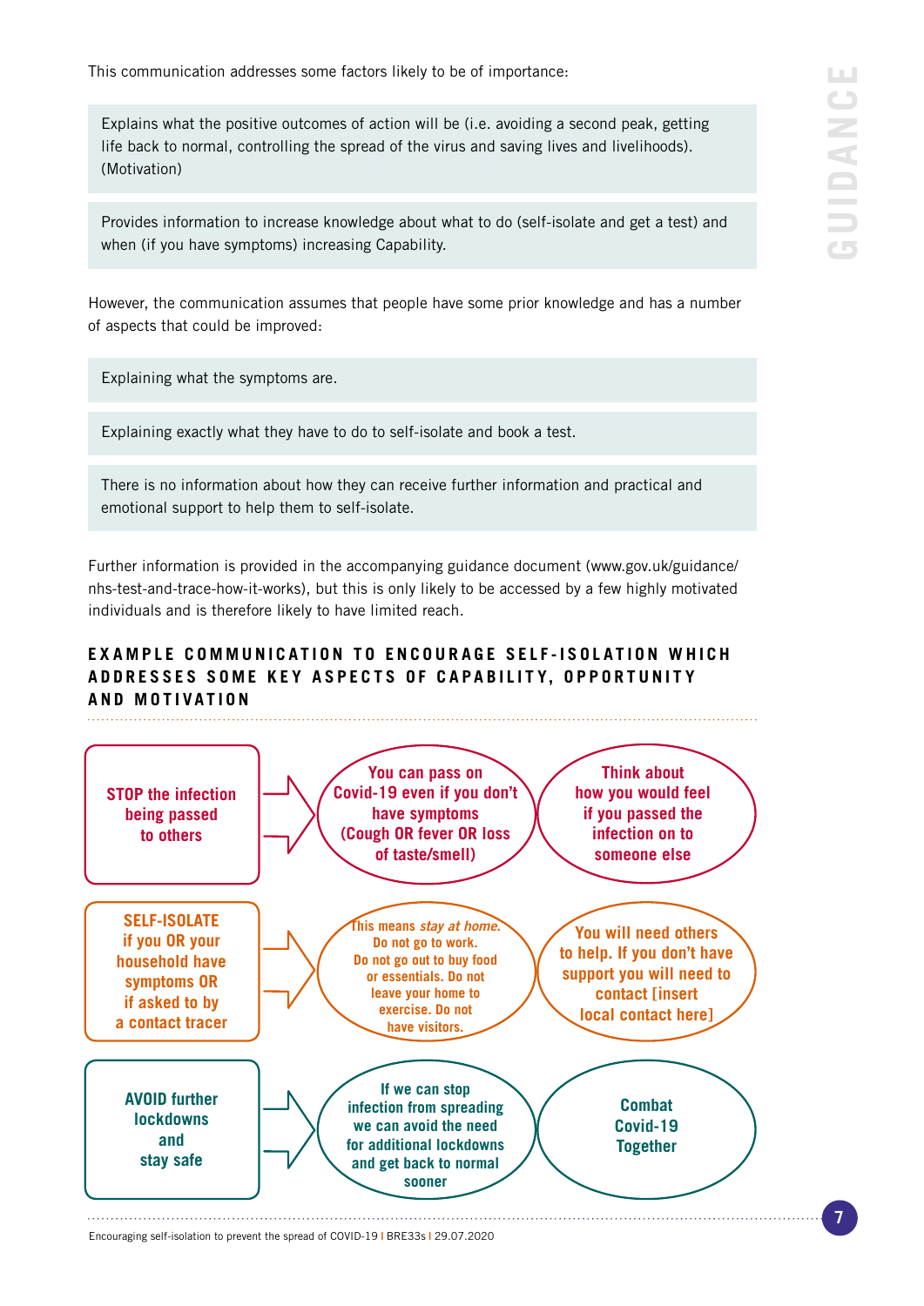This communication addresses some factors likely to be of importance:

> Explains what the positive outcomes of action will be (i.e. avoiding a second peak, getting life back to normal, controlling the spread of the virus and saving lives and livelihoods). (Motivation)

> Provides information to increase knowledge about what to do (self-isolate and get a test) and when (if you have symptoms) increasing Capability.

However, the communication assumes that people have some prior knowledge and has a number of aspects that could be improved:

> Explaining what the symptoms are.

> Explaining exactly what they have to do to self-isolate and book a test.

> There is no information about how they can receive further information and practical and emotional support to help them to self-isolate.

Further information is provided in the accompanying guidance document (www.gov.uk/guidance/nhs-test-and-trace-how-it-works), but this is only likely to be accessed by a few highly motivated individuals and is therefore likely to have limited reach.

### EXAMPLE COMMUNICATION TO ENCOURAGE SELF-ISOLATION WHICH ADDRESSES SOME KEY ASPECTS OF CAPABILITY, OPPORTUNITY AND MOTIVATION

**STOP the infection being passed to others** → **You can pass on Covid-19 even if you don't have symptoms (Cough OR fever OR loss of taste/smell)** | **Think about how you would feel if you passed the infection on to someone else**

**SELF-ISOLATE if you OR your household have symptoms OR if asked to by a contact tracer** → **This means *stay at home*. Do not go to work. Do not go out to buy food or essentials. Do not leave your home to exercise. Do not have visitors.** | **You will need others to help. If you don't have support you will need to contact [insert local contact here]**

**AVOID further lockdowns and stay safe** → **If we can stop infection from spreading we can avoid the need for additional lockdowns and get back to normal sooner** | **Combat Covid-19 Together**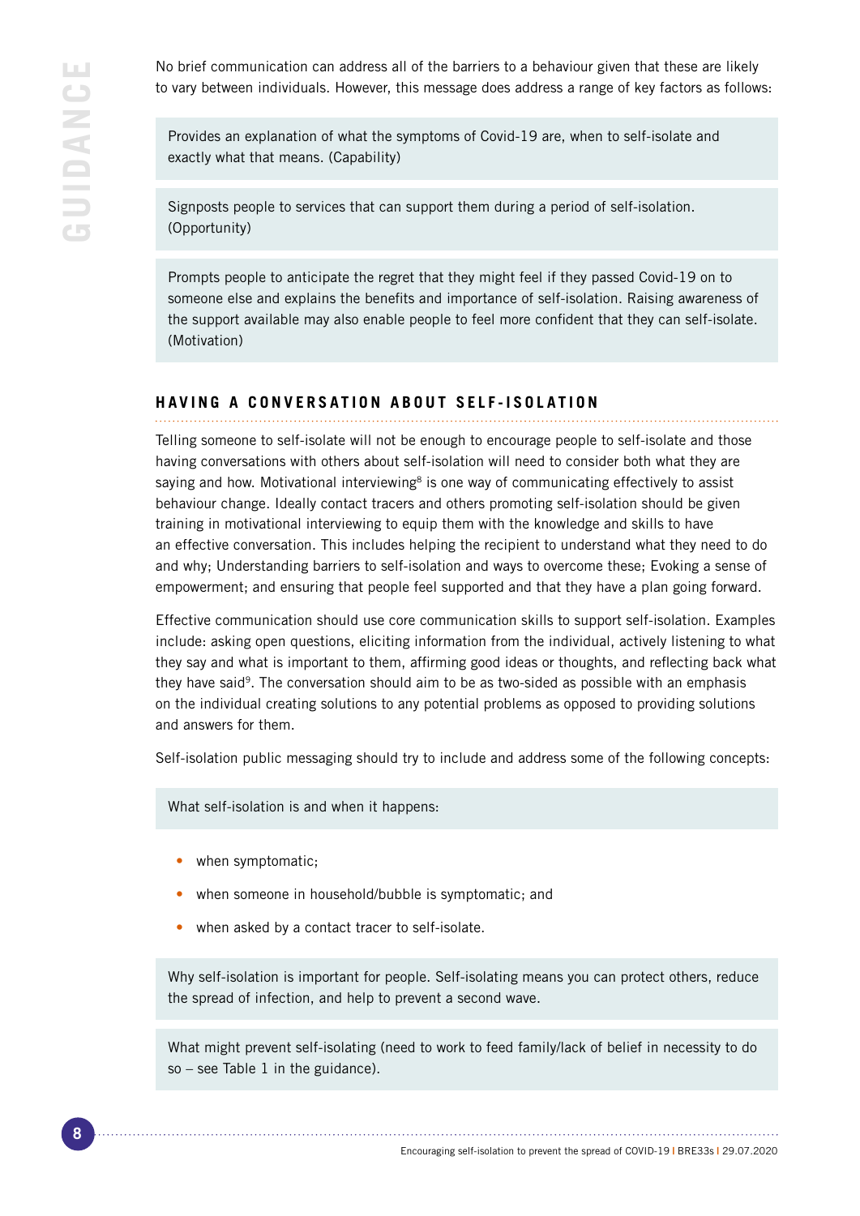No brief communication can address all of the barriers to a behaviour given that these are likely to vary between individuals. However, this message does address a range of key factors as follows:

Provides an explanation of what the symptoms of Covid-19 are, when to self-isolate and exactly what that means. (Capability)

Signposts people to services that can support them during a period of self-isolation. (Opportunity)

Prompts people to anticipate the regret that they might feel if they passed Covid-19 on to someone else and explains the benefits and importance of self-isolation. Raising awareness of the support available may also enable people to feel more confident that they can self-isolate. (Motivation)

## HAVING A CONVERSATION ABOUT SELF-ISOLATION

Telling someone to self-isolate will not be enough to encourage people to self-isolate and those having conversations with others about self-isolation will need to consider both what they are saying and how. Motivational interviewing[8] is one way of communicating effectively to assist behaviour change. Ideally contact tracers and others promoting self-isolation should be given training in motivational interviewing to equip them with the knowledge and skills to have an effective conversation. This includes helping the recipient to understand what they need to do and why; Understanding barriers to self-isolation and ways to overcome these; Evoking a sense of empowerment; and ensuring that people feel supported and that they have a plan going forward.

Effective communication should use core communication skills to support self-isolation. Examples include: asking open questions, eliciting information from the individual, actively listening to what they say and what is important to them, affirming good ideas or thoughts, and reflecting back what they have said[9]. The conversation should aim to be as two-sided as possible with an emphasis on the individual creating solutions to any potential problems as opposed to providing solutions and answers for them.

Self-isolation public messaging should try to include and address some of the following concepts:

What self-isolation is and when it happens:

- when symptomatic;
- when someone in household/bubble is symptomatic; and
- when asked by a contact tracer to self-isolate.

Why self-isolation is important for people. Self-isolating means you can protect others, reduce the spread of infection, and help to prevent a second wave.

What might prevent self-isolating (need to work to feed family/lack of belief in necessity to do so – see Table 1 in the guidance).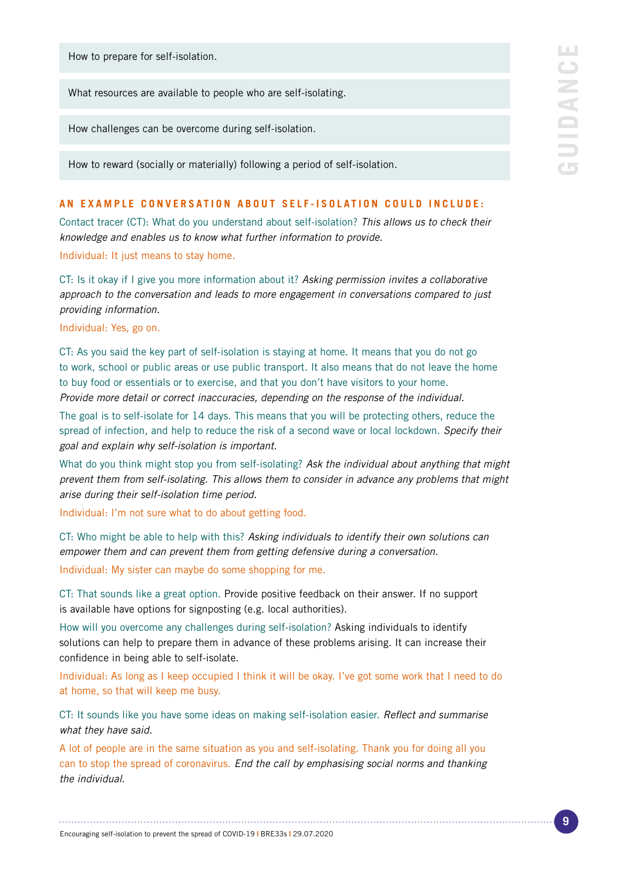How to prepare for self-isolation.

What resources are available to people who are self-isolating.

How challenges can be overcome during self-isolation.

How to reward (socially or materially) following a period of self-isolation.

### AN EXAMPLE CONVERSATION ABOUT SELF-ISOLATION COULD INCLUDE:

Contact tracer (CT): What do you understand about self-isolation? *This allows us to check their knowledge and enables us to know what further information to provide.*

Individual: It just means to stay home.

CT: Is it okay if I give you more information about it? *Asking permission invites a collaborative approach to the conversation and leads to more engagement in conversations compared to just providing information.*

Individual: Yes, go on.

CT: As you said the key part of self-isolation is staying at home. It means that you do not go to work, school or public areas or use public transport. It also means that do not leave the home to buy food or essentials or to exercise, and that you don't have visitors to your home. *Provide more detail or correct inaccuracies, depending on the response of the individual.*

The goal is to self-isolate for 14 days. This means that you will be protecting others, reduce the spread of infection, and help to reduce the risk of a second wave or local lockdown. *Specify their goal and explain why self-isolation is important.*

What do you think might stop you from self-isolating? *Ask the individual about anything that might prevent them from self-isolating. This allows them to consider in advance any problems that might arise during their self-isolation time period.*

Individual: I'm not sure what to do about getting food.

CT: Who might be able to help with this? *Asking individuals to identify their own solutions can empower them and can prevent them from getting defensive during a conversation.*

Individual: My sister can maybe do some shopping for me.

CT: That sounds like a great option. Provide positive feedback on their answer. If no support is available have options for signposting (e.g. local authorities).

How will you overcome any challenges during self-isolation? Asking individuals to identify solutions can help to prepare them in advance of these problems arising. It can increase their confidence in being able to self-isolate.

Individual: As long as I keep occupied I think it will be okay. I've got some work that I need to do at home, so that will keep me busy.

CT: It sounds like you have some ideas on making self-isolation easier. *Reflect and summarise what they have said.*

A lot of people are in the same situation as you and self-isolating. Thank you for doing all you can to stop the spread of coronavirus. *End the call by emphasising social norms and thanking the individual.*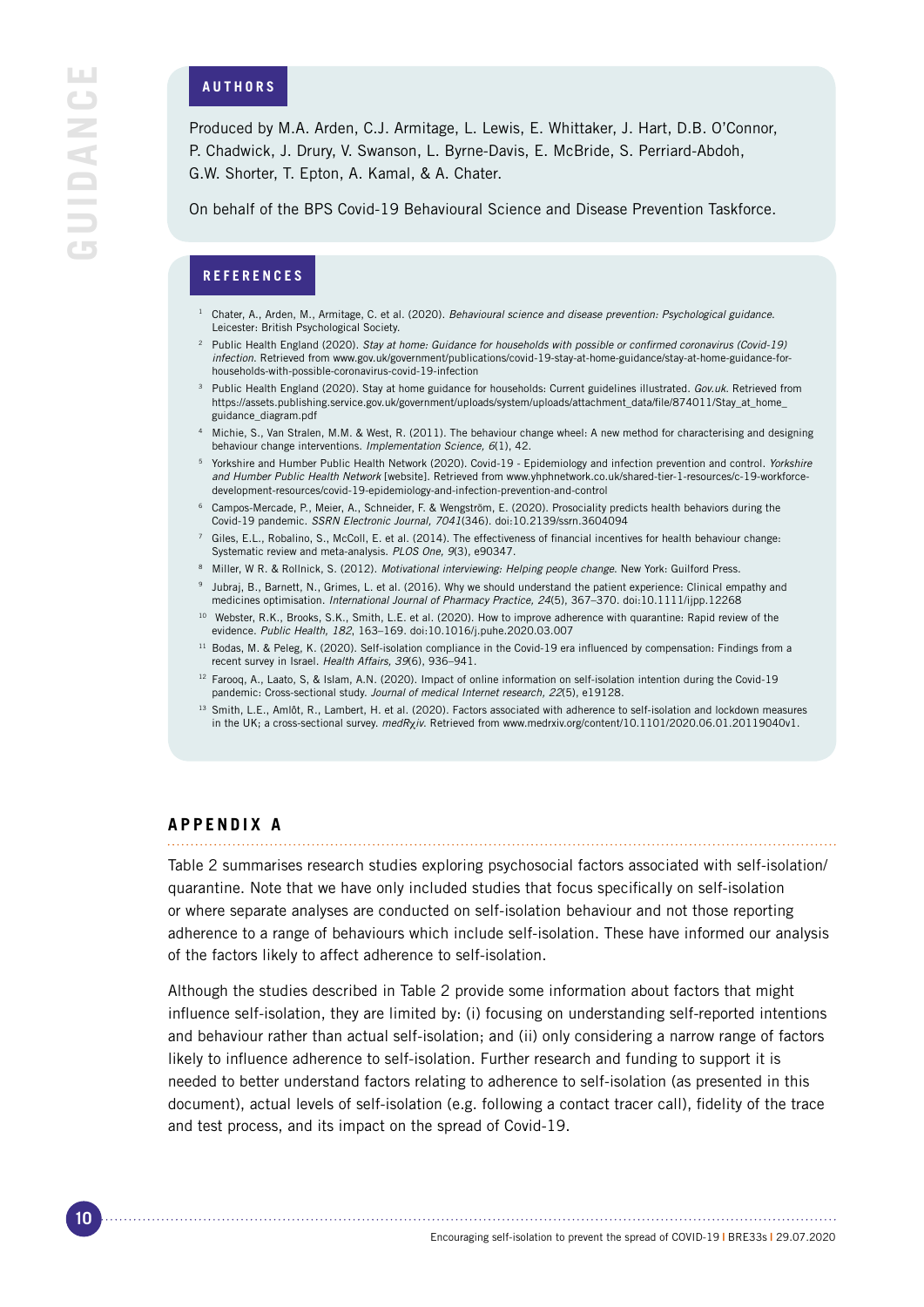## AUTHORS

Produced by M.A. Arden, C.J. Armitage, L. Lewis, E. Whittaker, J. Hart, D.B. O'Connor, P. Chadwick, J. Drury, V. Swanson, L. Byrne-Davis, E. McBride, S. Perriard-Abdoh, G.W. Shorter, T. Epton, A. Kamal, & A. Chater.

On behalf of the BPS Covid-19 Behavioural Science and Disease Prevention Taskforce.

## REFERENCES

1. Chater, A., Arden, M., Armitage, C. et al. (2020). *Behavioural science and disease prevention: Psychological guidance.* Leicester: British Psychological Society.
2. Public Health England (2020). *Stay at home: Guidance for households with possible or confirmed coronavirus (Covid-19) infection.* Retrieved from www.gov.uk/government/publications/covid-19-stay-at-home-guidance/stay-at-home-guidance-for-households-with-possible-coronavirus-covid-19-infection
3. Public Health England (2020). Stay at home guidance for households: Current guidelines illustrated. *Gov.uk.* Retrieved from https://assets.publishing.service.gov.uk/government/uploads/system/uploads/attachment_data/file/874011/Stay_at_home_guidance_diagram.pdf
4. Michie, S., Van Stralen, M.M. & West, R. (2011). The behaviour change wheel: A new method for characterising and designing behaviour change interventions. *Implementation Science, 6*(1), 42.
5. Yorkshire and Humber Public Health Network (2020). Covid-19 - Epidemiology and infection prevention and control. *Yorkshire and Humber Public Health Network* [website]. Retrieved from www.yhphnetwork.co.uk/shared-tier-1-resources/c-19-workforce-development-resources/covid-19-epidemiology-and-infection-prevention-and-control
6. Campos-Mercade, P., Meier, A., Schneider, F. & Wengström, E. (2020). Prosociality predicts health behaviors during the Covid-19 pandemic. *SSRN Electronic Journal, 7041*(346). doi:10.2139/ssrn.3604094
7. Giles, E.L., Robalino, S., McColl, E. et al. (2014). The effectiveness of financial incentives for health behaviour change: Systematic review and meta-analysis. *PLOS One, 9*(3), e90347.
8. Miller, W R. & Rollnick, S. (2012). *Motivational interviewing: Helping people change.* New York: Guilford Press.
9. Jubraj, B., Barnett, N., Grimes, L. et al. (2016). Why we should understand the patient experience: Clinical empathy and medicines optimisation. *International Journal of Pharmacy Practice, 24*(5), 367–370. doi:10.1111/ijpp.12268
10. Webster, R.K., Brooks, S.K., Smith, L.E. et al. (2020). How to improve adherence with quarantine: Rapid review of the evidence. *Public Health, 182*, 163–169. doi:10.1016/j.puhe.2020.03.007
11. Bodas, M. & Peleg, K. (2020). Self-isolation compliance in the Covid-19 era influenced by compensation: Findings from a recent survey in Israel. *Health Affairs, 39*(6), 936–941.
12. Farooq, A., Laato, S, & Islam, A.N. (2020). Impact of online information on self-isolation intention during the Covid-19 pandemic: Cross-sectional study. *Journal of medical Internet research, 22*(5), e19128.
13. Smith, L.E., Amlôt, R., Lambert, H. et al. (2020). Factors associated with adherence to self-isolation and lockdown measures in the UK; a cross-sectional survey. *medRχiv.* Retrieved from www.medrxiv.org/content/10.1101/2020.06.01.20119040v1.

## APPENDIX A

Table 2 summarises research studies exploring psychosocial factors associated with self-isolation/quarantine. Note that we have only included studies that focus specifically on self-isolation or where separate analyses are conducted on self-isolation behaviour and not those reporting adherence to a range of behaviours which include self-isolation. These have informed our analysis of the factors likely to affect adherence to self-isolation.

Although the studies described in Table 2 provide some information about factors that might influence self-isolation, they are limited by: (i) focusing on understanding self-reported intentions and behaviour rather than actual self-isolation; and (ii) only considering a narrow range of factors likely to influence adherence to self-isolation. Further research and funding to support it is needed to better understand factors relating to adherence to self-isolation (as presented in this document), actual levels of self-isolation (e.g. following a contact tracer call), fidelity of the trace and test process, and its impact on the spread of Covid-19.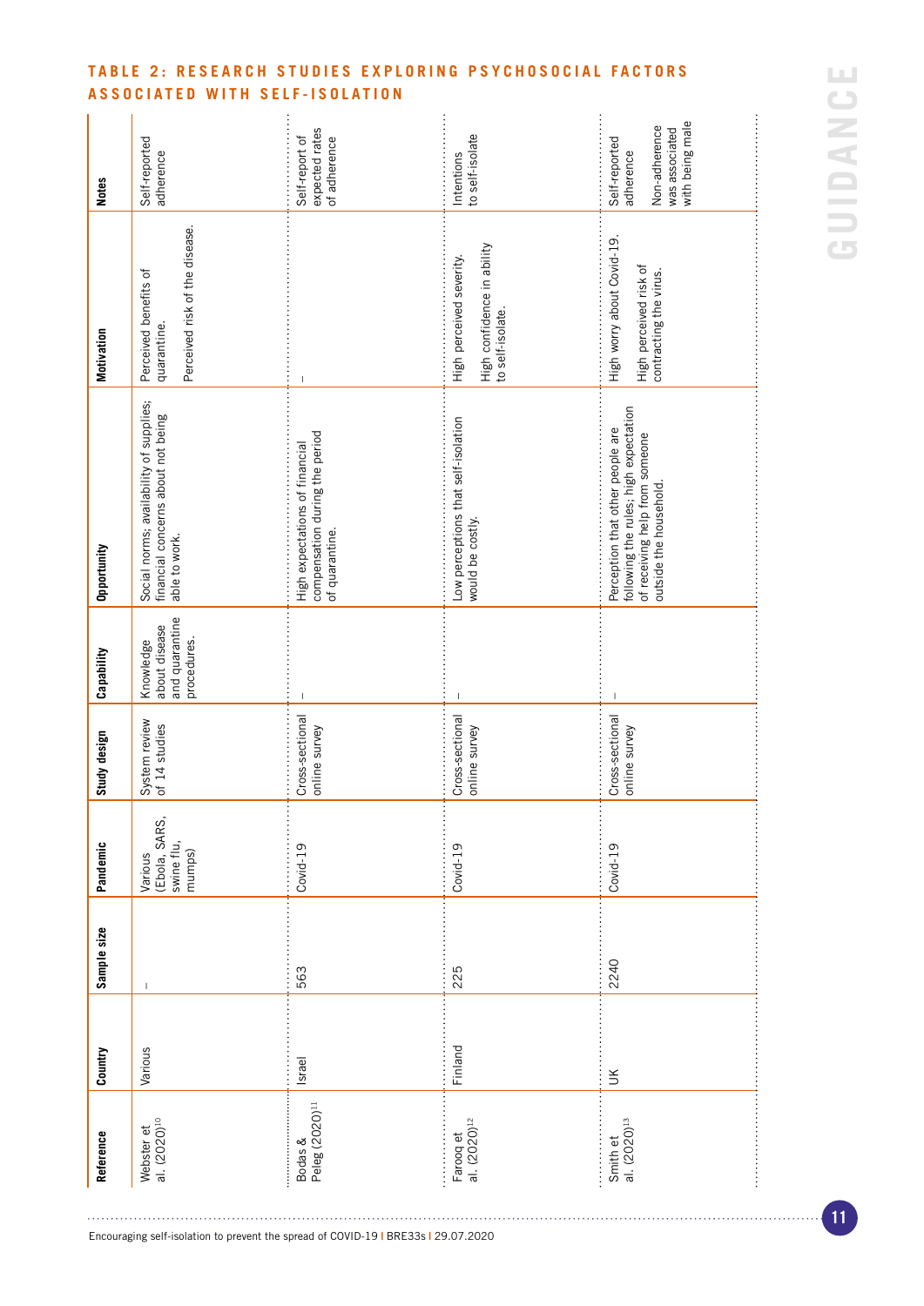## TABLE 2: RESEARCH STUDIES EXPLORING PSYCHOSOCIAL FACTORS ASSOCIATED WITH SELF-ISOLATION

| Reference | Country | Sample size | Pandemic | Study design | Capability | Opportunity | Motivation | Notes |
|---|---|---|---|---|---|---|---|---|
| Webster et al. (2020)[10] | Various | – | Various (Ebola, SARS, swine flu, mumps) | System review of 14 studies | Knowledge about disease and quarantine procedures. | Social norms; availability of supplies; financial concerns about not being able to work. | Perceived benefits of quarantine.<br><br>Perceived risk of the disease. | Self-reported adherence |
| Bodas & Peleg (2020)[11] | Israel | 563 | Covid-19 | Cross-sectional online survey | – | High expectations of financial compensation during the period of quarantine. | – | Self-report of expected rates of adherence |
| Farooq et al. (2020)[12] | Finland | 225 | Covid-19 | Cross-sectional online survey | – | Low perceptions that self-isolation would be costly. | High perceived severity.<br><br>High confidence in ability to self-isolate. | Intentions to self-isolate |
| Smith et al. (2020)[13] | UK | 2240 | Covid-19 | Cross-sectional online survey | – | Perception that other people are following the rules; high expectation of receiving help from someone outside the household. | High worry about Covid-19.<br><br>High perceived risk of contracting the virus. | Self-reported adherence<br><br>Non-adherence was associated with being male |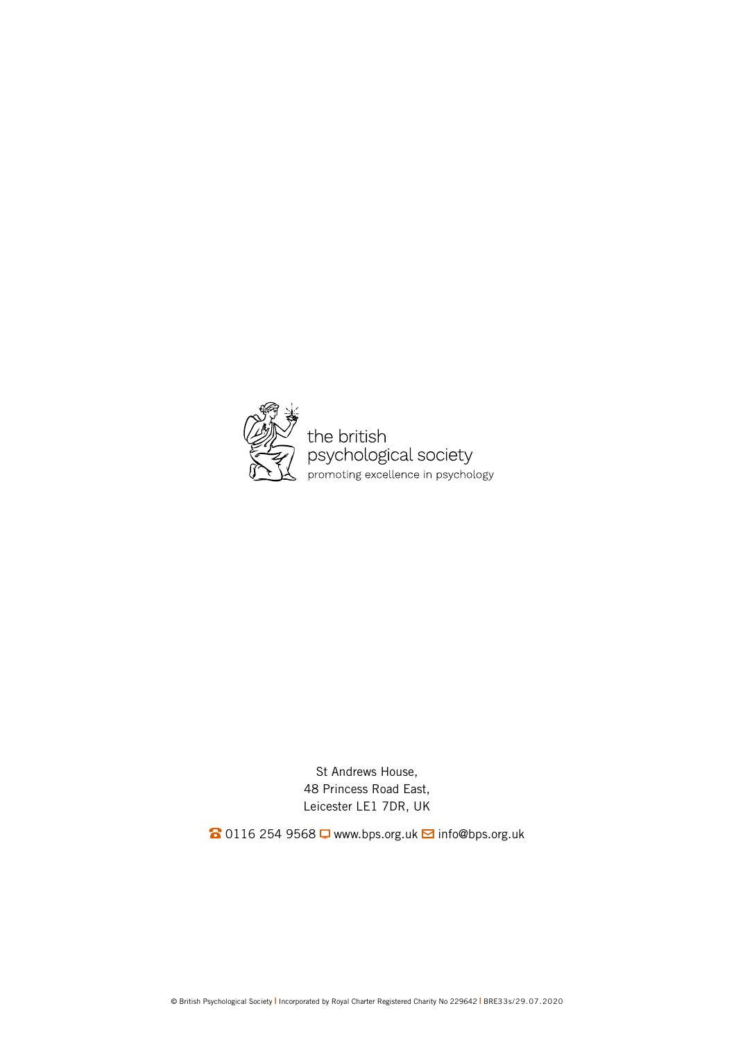the british
psychological society
promoting excellence in psychology

St Andrews House,
48 Princess Road East,
Leicester LE1 7DR, UK

0116 254 9568 www.bps.org.uk info@bps.org.uk

© British Psychological Society | Incorporated by Royal Charter Registered Charity No 229642 | BRE33s/29.07.2020